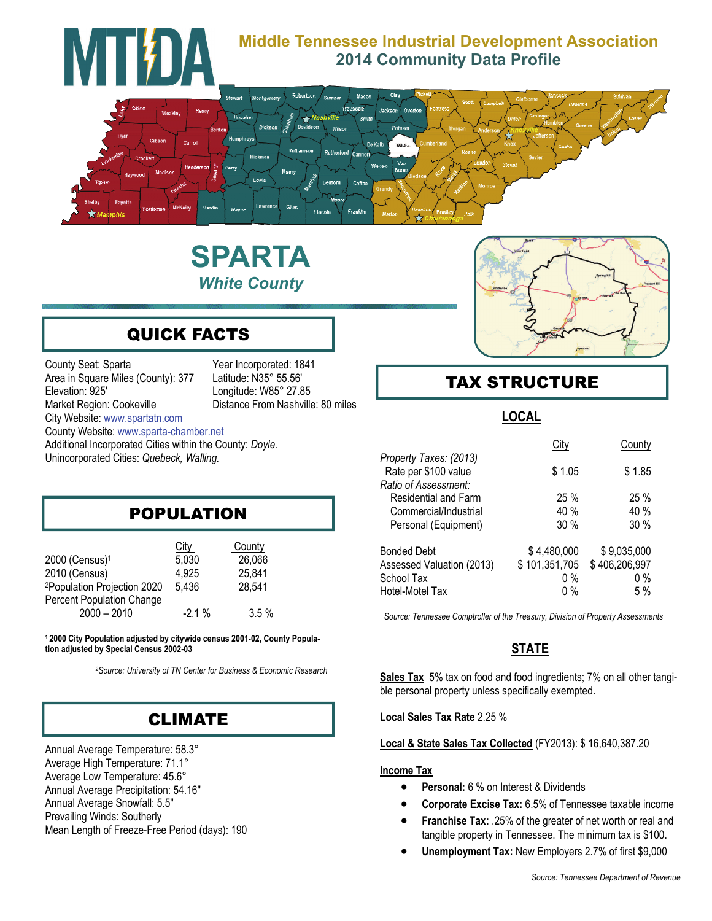# MTIDA

## Middle Tennessee Industrial Development Association
## 2014 Community Data Profile

# SPARTA
## *White County*

## QUICK FACTS

County Seat: Sparta
Area in Square Miles (County): 377
Elevation: 925'
Market Region: Cookeville
Year Incorporated: 1841
Latitude: N35° 55.56'
Longitude: W85° 27.85
Distance From Nashville: 80 miles
City Website: www.spartatn.com
County Website: www.sparta-chamber.net
Additional Incorporated Cities within the County: *Doyle.*
Unincorporated Cities: *Quebeck, Walling.*

## POPULATION

| | City | County |
|---|---|---|
| 2000 (Census)[1] | 5,030 | 26,066 |
| 2010 (Census) | 4,925 | 25,841 |
| [2]Population Projection 2020 | 5,436 | 28,541 |
| Percent Population Change 2000 – 2010 | -2.1 % | 3.5 % |

**[1] 2000 City Population adjusted by citywide census 2001-02, County Population adjusted by Special Census 2002-03**

*[2]Source: University of TN Center for Business & Economic Research*

## CLIMATE

Annual Average Temperature: 58.3°
Average High Temperature: 71.1°
Average Low Temperature: 45.6°
Annual Average Precipitation: 54.16"
Annual Average Snowfall: 5.5"
Prevailing Winds: Southerly
Mean Length of Freeze-Free Period (days): 190

## TAX STRUCTURE

### LOCAL

| | City | County |
|---|---|---|
| *Property Taxes: (2013)* | | |
| Rate per $100 value | $ 1.05 | $ 1.85 |
| *Ratio of Assessment:* | | |
| Residential and Farm | 25 % | 25 % |
| Commercial/Industrial | 40 % | 40 % |
| Personal (Equipment) | 30 % | 30 % |
| Bonded Debt | $ 4,480,000 | $ 9,035,000 |
| Assessed Valuation (2013) | $ 101,351,705 | $ 406,206,997 |
| School Tax | 0 % | 0 % |
| Hotel-Motel Tax | 0 % | 5 % |

*Source: Tennessee Comptroller of the Treasury, Division of Property Assessments*

### STATE

**Sales Tax** 5% tax on food and food ingredients; 7% on all other tangible personal property unless specifically exempted.

**Local Sales Tax Rate** 2.25 %

**Local & State Sales Tax Collected** (FY2013): $ 16,640,387.20

**Income Tax**

- **Personal:** 6 % on Interest & Dividends
- **Corporate Excise Tax:** 6.5% of Tennessee taxable income
- **Franchise Tax:** .25% of the greater of net worth or real and tangible property in Tennessee. The minimum tax is $100.
- **Unemployment Tax:** New Employers 2.7% of first $9,000

*Source: Tennessee Department of Revenue*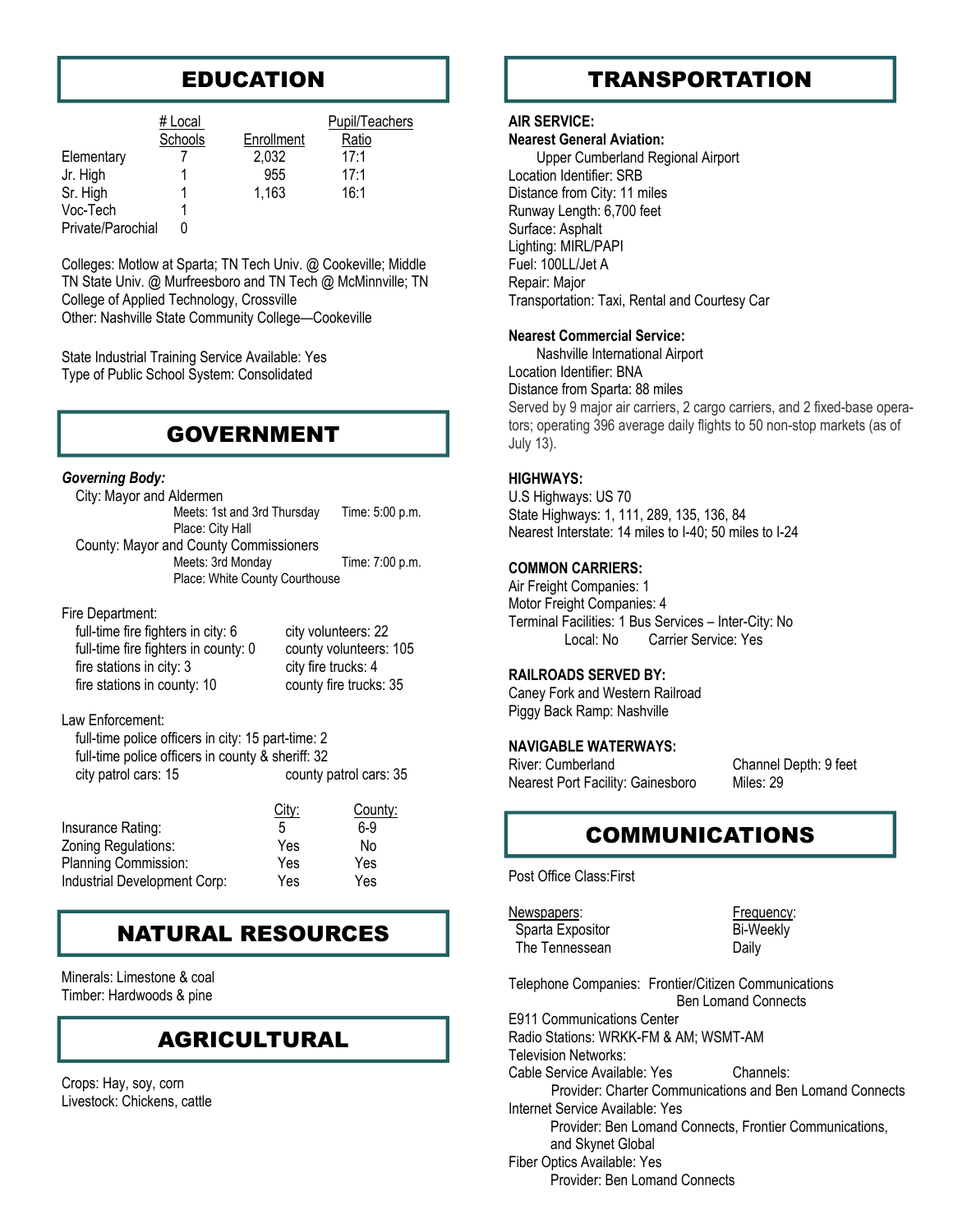## EDUCATION

| | # Local Schools | Enrollment | Pupil/Teachers Ratio |
|---|---|---|---|
| Elementary | 7 | 2,032 | 17:1 |
| Jr. High | 1 | 955 | 17:1 |
| Sr. High | 1 | 1,163 | 16:1 |
| Voc-Tech | 1 | | |
| Private/Parochial | 0 | | |

Colleges: Motlow at Sparta; TN Tech Univ. @ Cookeville; Middle TN State Univ. @ Murfreesboro and TN Tech @ McMinnville; TN College of Applied Technology, Crossville
Other: Nashville State Community College—Cookeville

State Industrial Training Service Available: Yes
Type of Public School System: Consolidated

## GOVERNMENT

***Governing Body:***

City: Mayor and Aldermen
Meets: 1st and 3rd Thursday Time: 5:00 p.m.
Place: City Hall

County: Mayor and County Commissioners
Meets: 3rd Monday Time: 7:00 p.m.
Place: White County Courthouse

Fire Department:
- full-time fire fighters in city: 6
- full-time fire fighters in county: 0
- fire stations in city: 3
- fire stations in county: 10
- city volunteers: 22
- county volunteers: 105
- city fire trucks: 4
- county fire trucks: 35

Law Enforcement:
- full-time police officers in city: 15 part-time: 2
- full-time police officers in county & sheriff: 32
- city patrol cars: 15
- county patrol cars: 35

| | City: | County: |
|---|---|---|
| Insurance Rating: | 5 | 6-9 |
| Zoning Regulations: | Yes | No |
| Planning Commission: | Yes | Yes |
| Industrial Development Corp: | Yes | Yes |

## NATURAL RESOURCES

Minerals: Limestone & coal
Timber: Hardwoods & pine

## AGRICULTURAL

Crops: Hay, soy, corn
Livestock: Chickens, cattle

## TRANSPORTATION

**AIR SERVICE:**

**Nearest General Aviation:**
Upper Cumberland Regional Airport
Location Identifier: SRB
Distance from City: 11 miles
Runway Length: 6,700 feet
Surface: Asphalt
Lighting: MIRL/PAPI
Fuel: 100LL/Jet A
Repair: Major
Transportation: Taxi, Rental and Courtesy Car

**Nearest Commercial Service:**
Nashville International Airport
Location Identifier: BNA
Distance from Sparta: 88 miles
Served by 9 major air carriers, 2 cargo carriers, and 2 fixed-base operators; operating 396 average daily flights to 50 non-stop markets (as of July 13).

**HIGHWAYS:**
U.S Highways: US 70
State Highways: 1, 111, 289, 135, 136, 84
Nearest Interstate: 14 miles to I-40; 50 miles to I-24

**COMMON CARRIERS:**
Air Freight Companies: 1
Motor Freight Companies: 4
Terminal Facilities: 1 Bus Services – Inter-City: No
Local: No Carrier Service: Yes

**RAILROADS SERVED BY:**
Caney Fork and Western Railroad
Piggy Back Ramp: Nashville

**NAVIGABLE WATERWAYS:**
River: Cumberland Channel Depth: 9 feet
Nearest Port Facility: Gainesboro Miles: 29

## COMMUNICATIONS

Post Office Class:First

| Newspapers: | Frequency: |
|---|---|
| Sparta Expositor | Bi-Weekly |
| The Tennessean | Daily |

Telephone Companies: Frontier/Citizen Communications
Ben Lomand Connects
E911 Communications Center
Radio Stations: WRKK-FM & AM; WSMT-AM
Television Networks:
Cable Service Available: Yes Channels:
Provider: Charter Communications and Ben Lomand Connects
Internet Service Available: Yes
Provider: Ben Lomand Connects, Frontier Communications, and Skynet Global
Fiber Optics Available: Yes
Provider: Ben Lomand Connects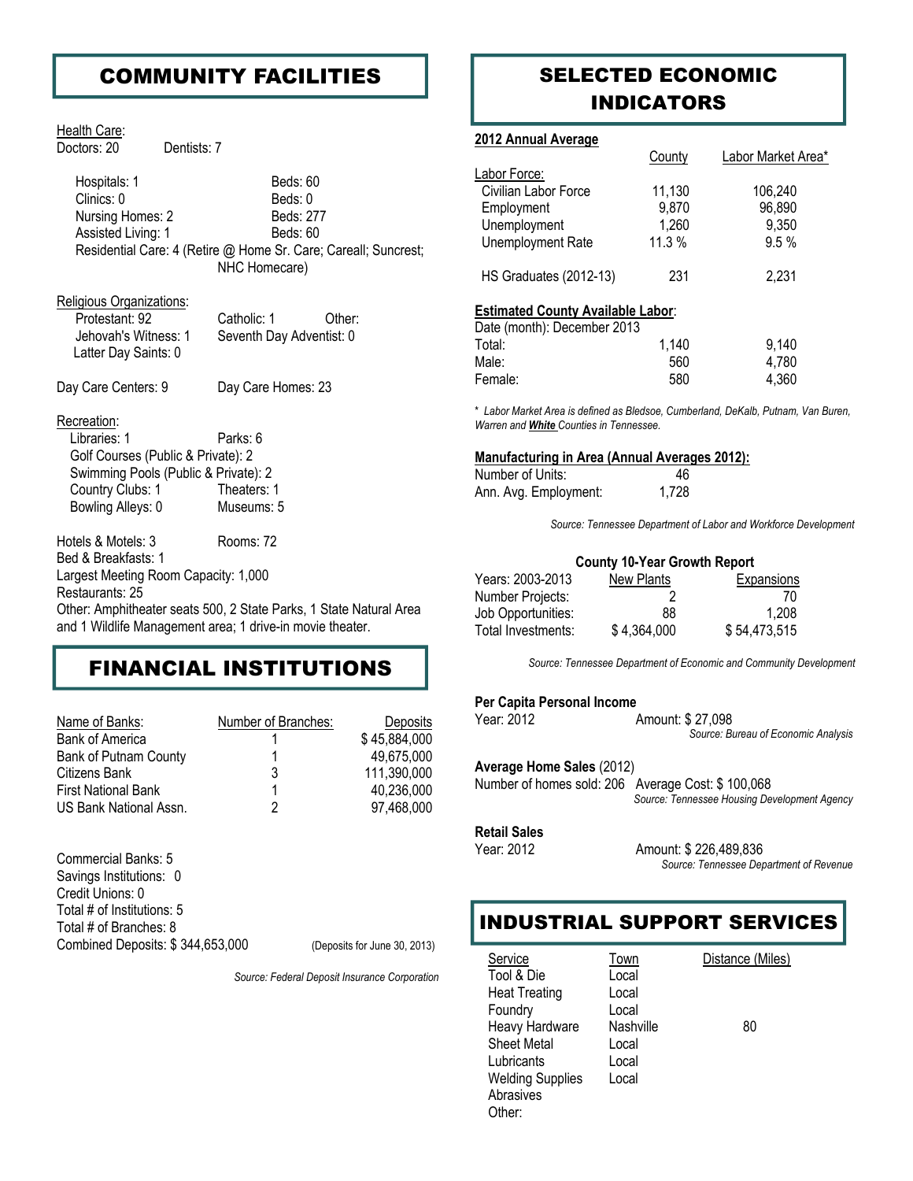## COMMUNITY FACILITIES

Health Care:

Doctors: 20 Dentists: 7

| | |
|---|---|
| Hospitals: 1 | Beds: 60 |
| Clinics: 0 | Beds: 0 |
| Nursing Homes: 2 | Beds: 277 |
| Assisted Living: 1 | Beds: 60 |

Residential Care: 4 (Retire @ Home Sr. Care; Careall; Suncrest; NHC Homecare)

Religious Organizations:

Protestant: 92 Catholic: 1 Other:

Jehovah's Witness: 1 Seventh Day Adventist: 0

Latter Day Saints: 0

Day Care Centers: 9 Day Care Homes: 23

Recreation:

Libraries: 1 Parks: 6

Golf Courses (Public & Private): 2

Swimming Pools (Public & Private): 2

Country Clubs: 1 Theaters: 1

Bowling Alleys: 0 Museums: 5

Hotels & Motels: 3 Rooms: 72

Bed & Breakfasts: 1

Largest Meeting Room Capacity: 1,000

Restaurants: 25

Other: Amphitheater seats 500, 2 State Parks, 1 State Natural Area and 1 Wildlife Management area; 1 drive-in movie theater.

## FINANCIAL INSTITUTIONS

| Name of Banks: | Number of Branches: | Deposits |
|---|---|---|
| Bank of America | 1 | $ 45,884,000 |
| Bank of Putnam County | 1 | 49,675,000 |
| Citizens Bank | 3 | 111,390,000 |
| First National Bank | 1 | 40,236,000 |
| US Bank National Assn. | 2 | 97,468,000 |

Commercial Banks: 5

Savings Institutions: 0

Credit Unions: 0

Total # of Institutions: 5

Total # of Branches: 8

Combined Deposits: $ 344,653,000 (Deposits for June 30, 2013)

*Source: Federal Deposit Insurance Corporation*

## SELECTED ECONOMIC INDICATORS

**2012 Annual Average**

| | County | Labor Market Area* |
|---|---|---|
| Labor Force: | | |
| Civilian Labor Force | 11,130 | 106,240 |
| Employment | 9,870 | 96,890 |
| Unemployment | 1,260 | 9,350 |
| Unemployment Rate | 11.3 % | 9.5 % |
| HS Graduates (2012-13) | 231 | 2,231 |

**Estimated County Available Labor**:

| Date (month): December 2013 | | |
|---|---|---|
| Total: | 1,140 | 9,140 |
| Male: | 560 | 4,780 |
| Female: | 580 | 4,360 |

*\* Labor Market Area is defined as Bledsoe, Cumberland, DeKalb, Putnam, Van Buren, Warren and **White** Counties in Tennessee.*

**Manufacturing in Area (Annual Averages 2012):**

| | |
|---|---|
| Number of Units: | 46 |
| Ann. Avg. Employment: | 1,728 |

*Source: Tennessee Department of Labor and Workforce Development*

**County 10-Year Growth Report**

| Years: 2003-2013 | New Plants | Expansions |
|---|---|---|
| Number Projects: | 2 | 70 |
| Job Opportunities: | 88 | 1,208 |
| Total Investments: | $ 4,364,000 | $ 54,473,515 |

*Source: Tennessee Department of Economic and Community Development*

**Per Capita Personal Income**

Year: 2012 Amount: $ 27,098

*Source: Bureau of Economic Analysis*

**Average Home Sales** (2012)

Number of homes sold: 206 Average Cost: $ 100,068

*Source: Tennessee Housing Development Agency*

**Retail Sales**

Year: 2012 Amount: $ 226,489,836

*Source: Tennessee Department of Revenue*

## INDUSTRIAL SUPPORT SERVICES

| Service | Town | Distance (Miles) |
|---|---|---|
| Tool & Die | Local | |
| Heat Treating | Local | |
| Foundry | Local | |
| Heavy Hardware | Nashville | 80 |
| Sheet Metal | Local | |
| Lubricants | Local | |
| Welding Supplies | Local | |
| Abrasives | | |
| Other: | | |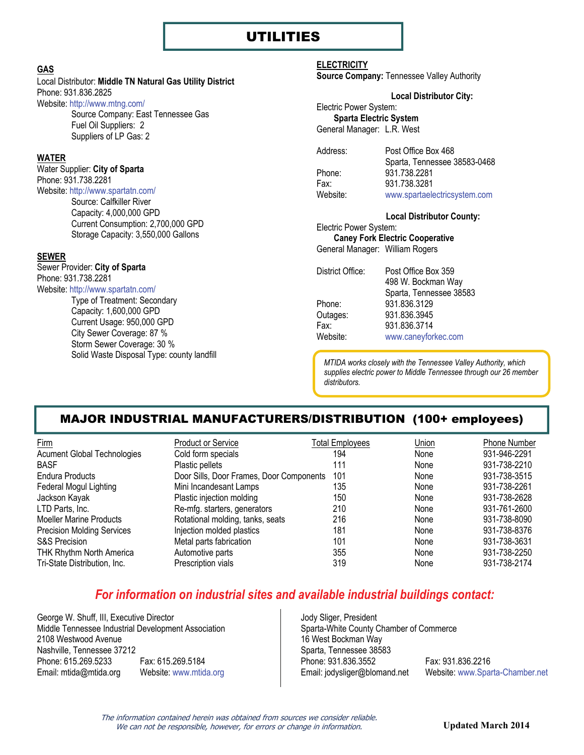# UTILITIES

## GAS

Local Distributor: **Middle TN Natural Gas Utility District**
Phone: 931.836.2825
Website: http://www.mtng.com/

Source Company: East Tennessee Gas
Fuel Oil Suppliers: 2
Suppliers of LP Gas: 2

## WATER

Water Supplier: **City of Sparta**
Phone: 931.738.2281
Website: http://www.spartatn.com/

Source: Calfkiller River
Capacity: 4,000,000 GPD
Current Consumption: 2,700,000 GPD
Storage Capacity: 3,550,000 Gallons

## SEWER

Sewer Provider: **City of Sparta**
Phone: 931.738.2281
Website: http://www.spartatn.com/

Type of Treatment: Secondary
Capacity: 1,600,000 GPD
Current Usage: 950,000 GPD
City Sewer Coverage: 87 %
Storm Sewer Coverage: 30 %
Solid Waste Disposal Type: county landfill

## ELECTRICITY

**Source Company:** Tennessee Valley Authority

**Local Distributor City:**

Electric Power System:
**Sparta Electric System**
General Manager: L.R. West

Address: Post Office Box 468
Sparta, Tennessee 38583-0468
Phone: 931.738.2281
Fax: 931.738.3281
Website: www.spartaelectricsystem.com

**Local Distributor County:**

Electric Power System:
**Caney Fork Electric Cooperative**
General Manager: William Rogers

District Office: Post Office Box 359
498 W. Bockman Way
Sparta, Tennessee 38583
Phone: 931.836.3129
Outages: 931.836.3945
Fax: 931.836.3714
Website: www.caneyforkec.com

*MTIDA works closely with the Tennessee Valley Authority, which supplies electric power to Middle Tennessee through our 26 member distributors.*

# MAJOR INDUSTRIAL MANUFACTURERS/DISTRIBUTION (100+ employees)

| Firm | Product or Service | Total Employees | Union | Phone Number |
|---|---|---|---|---|
| Acument Global Technologies | Cold form specials | 194 | None | 931-946-2291 |
| BASF | Plastic pellets | 111 | None | 931-738-2210 |
| Endura Products | Door Sills, Door Frames, Door Components | 101 | None | 931-738-3515 |
| Federal Mogul Lighting | Mini Incandesant Lamps | 135 | None | 931-738-2261 |
| Jackson Kayak | Plastic injection molding | 150 | None | 931-738-2628 |
| LTD Parts, Inc. | Re-mfg. starters, generators | 210 | None | 931-761-2600 |
| Moeller Marine Products | Rotational molding, tanks, seats | 216 | None | 931-738-8090 |
| Precision Molding Services | Injection molded plastics | 181 | None | 931-738-8376 |
| S&S Precision | Metal parts fabrication | 101 | None | 931-738-3631 |
| THK Rhythm North America | Automotive parts | 355 | None | 931-738-2250 |
| Tri-State Distribution, Inc. | Prescription vials | 319 | None | 931-738-2174 |

## *For information on industrial sites and available industrial buildings contact:*

George W. Shuff, III, Executive Director
Middle Tennessee Industrial Development Association
2108 Westwood Avenue
Nashville, Tennessee 37212
Phone: 615.269.5233 Fax: 615.269.5184
Email: mtida@mtida.org Website: www.mtida.org

Jody Sliger, President
Sparta-White County Chamber of Commerce
16 West Bockman Way
Sparta, Tennessee 38583
Phone: 931.836.3552 Fax: 931.836.2216
Email: jodysliger@blomand.net Website: www.Sparta-Chamber.net

*The information contained herein was obtained from sources we consider reliable. We can not be responsible, however, for errors or change in information.*

**Updated March 2014**